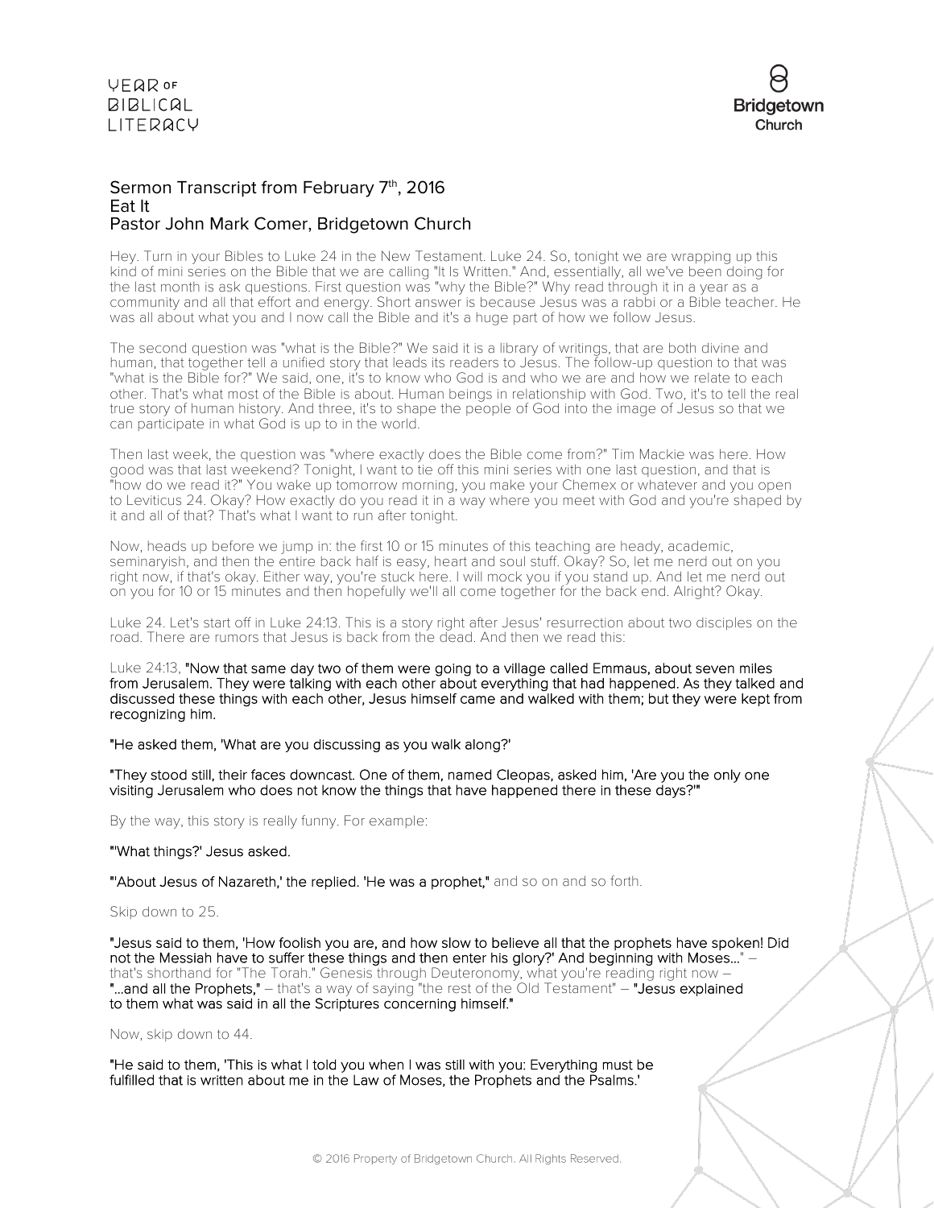# Sermon Transcript from February 7th, 2016
## Eat It
### Pastor John Mark Comer, Bridgetown Church

Hey. Turn in your Bibles to Luke 24 in the New Testament. Luke 24. So, tonight we are wrapping up this kind of mini series on the Bible that we are calling "It Is Written." And, essentially, all we've been doing for the last month is ask questions. First question was "why the Bible?" Why read through it in a year as a community and all that effort and energy. Short answer is because Jesus was a rabbi or a Bible teacher. He was all about what you and I now call the Bible and it's a huge part of how we follow Jesus.

The second question was "what is the Bible?" We said it is a library of writings, that are both divine and human, that together tell a unified story that leads its readers to Jesus. The follow-up question to that was "what is the Bible for?" We said, one, it's to know who God is and who we are and how we relate to each other. That's what most of the Bible is about. Human beings in relationship with God. Two, it's to tell the real true story of human history. And three, it's to shape the people of God into the image of Jesus so that we can participate in what God is up to in the world.

Then last week, the question was "where exactly does the Bible come from?" Tim Mackie was here. How good was that last weekend? Tonight, I want to tie off this mini series with one last question, and that is "how do we read it?" You wake up tomorrow morning, you make your Chemex or whatever and you open to Leviticus 24. Okay? How exactly do you read it in a way where you meet with God and you're shaped by it and all of that? That's what I want to run after tonight.

Now, heads up before we jump in: the first 10 or 15 minutes of this teaching are heady, academic, seminaryish, and then the entire back half is easy, heart and soul stuff. Okay? So, let me nerd out on you right now, if that's okay. Either way, you're stuck here. I will mock you if you stand up. And let me nerd out on you for 10 or 15 minutes and then hopefully we'll all come together for the back end. Alright? Okay.

Luke 24. Let's start off in Luke 24:13. This is a story right after Jesus' resurrection about two disciples on the road. There are rumors that Jesus is back from the dead. And then we read this:

Luke 24:13, **"Now that same day two of them were going to a village called Emmaus, about seven miles from Jerusalem. They were talking with each other about everything that had happened. As they talked and discussed these things with each other, Jesus himself came and walked with them; but they were kept from recognizing him.**

**"He asked them, 'What are you discussing as you walk along?'**

**"They stood still, their faces downcast. One of them, named Cleopas, asked him, 'Are you the only one visiting Jerusalem who does not know the things that have happened there in these days?'"**

By the way, this story is really funny. For example:

**"'What things?' Jesus asked.**

**"'About Jesus of Nazareth,' the replied. 'He was a prophet,"** and so on and so forth.

Skip down to 25.

**"Jesus said to them, 'How foolish you are, and how slow to believe all that the prophets have spoken! Did not the Messiah have to suffer these things and then enter his glory?' And beginning with Moses..."** – that's shorthand for "The Torah." Genesis through Deuteronomy, what you're reading right now – **"...and all the Prophets,"** – that's a way of saying "the rest of the Old Testament" – **"Jesus explained to them what was said in all the Scriptures concerning himself."**

Now, skip down to 44.

**"He said to them, 'This is what I told you when I was still with you: Everything must be fulfilled that is written about me in the Law of Moses, the Prophets and the Psalms.'**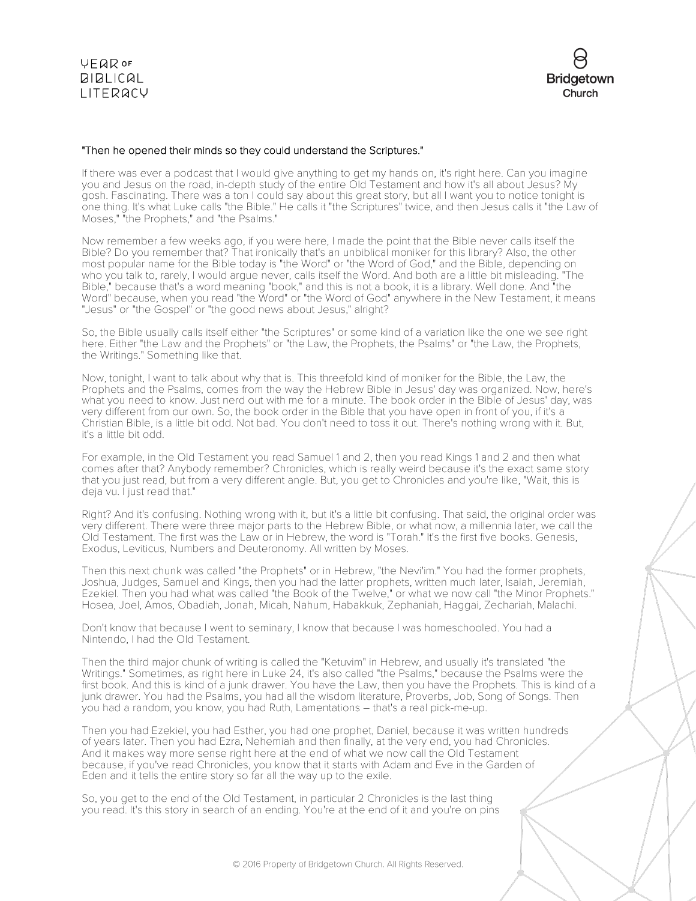"Then he opened their minds so they could understand the Scriptures."

If there was ever a podcast that I would give anything to get my hands on, it's right here. Can you imagine you and Jesus on the road, in-depth study of the entire Old Testament and how it's all about Jesus? My gosh. Fascinating. There was a ton I could say about this great story, but all I want you to notice tonight is one thing. It's what Luke calls "the Bible." He calls it "the Scriptures" twice, and then Jesus calls it "the Law of Moses," "the Prophets," and "the Psalms."

Now remember a few weeks ago, if you were here, I made the point that the Bible never calls itself the Bible? Do you remember that? That ironically that's an unbiblical moniker for this library? Also, the other most popular name for the Bible today is "the Word" or "the Word of God," and the Bible, depending on who you talk to, rarely, I would argue never, calls itself the Word. And both are a little bit misleading. "The Bible," because that's a word meaning "book," and this is not a book, it is a library. Well done. And "the Word" because, when you read "the Word" or "the Word of God" anywhere in the New Testament, it means "Jesus" or "the Gospel" or "the good news about Jesus," alright?

So, the Bible usually calls itself either "the Scriptures" or some kind of a variation like the one we see right here. Either "the Law and the Prophets" or "the Law, the Prophets, the Psalms" or "the Law, the Prophets, the Writings." Something like that.

Now, tonight, I want to talk about why that is. This threefold kind of moniker for the Bible, the Law, the Prophets and the Psalms, comes from the way the Hebrew Bible in Jesus' day was organized. Now, here's what you need to know. Just nerd out with me for a minute. The book order in the Bible of Jesus' day, was very different from our own. So, the book order in the Bible that you have open in front of you, if it's a Christian Bible, is a little bit odd. Not bad. You don't need to toss it out. There's nothing wrong with it. But, it's a little bit odd.

For example, in the Old Testament you read Samuel 1 and 2, then you read Kings 1 and 2 and then what comes after that? Anybody remember? Chronicles, which is really weird because it's the exact same story that you just read, but from a very different angle. But, you get to Chronicles and you're like, "Wait, this is deja vu. I just read that."

Right? And it's confusing. Nothing wrong with it, but it's a little bit confusing. That said, the original order was very different. There were three major parts to the Hebrew Bible, or what now, a millennia later, we call the Old Testament. The first was the Law or in Hebrew, the word is "Torah." It's the first five books. Genesis, Exodus, Leviticus, Numbers and Deuteronomy. All written by Moses.

Then this next chunk was called "the Prophets" or in Hebrew, "the Nevi'im." You had the former prophets, Joshua, Judges, Samuel and Kings, then you had the latter prophets, written much later, Isaiah, Jeremiah, Ezekiel. Then you had what was called "the Book of the Twelve," or what we now call "the Minor Prophets." Hosea, Joel, Amos, Obadiah, Jonah, Micah, Nahum, Habakkuk, Zephaniah, Haggai, Zechariah, Malachi.

Don't know that because I went to seminary, I know that because I was homeschooled. You had a Nintendo, I had the Old Testament.

Then the third major chunk of writing is called the "Ketuvim" in Hebrew, and usually it's translated "the Writings." Sometimes, as right here in Luke 24, it's also called "the Psalms," because the Psalms were the first book. And this is kind of a junk drawer. You have the Law, then you have the Prophets. This is kind of a junk drawer. You had the Psalms, you had all the wisdom literature, Proverbs, Job, Song of Songs. Then you had a random, you know, you had Ruth, Lamentations – that's a real pick-me-up.

Then you had Ezekiel, you had Esther, you had one prophet, Daniel, because it was written hundreds of years later. Then you had Ezra, Nehemiah and then finally, at the very end, you had Chronicles. And it makes way more sense right here at the end of what we now call the Old Testament because, if you've read Chronicles, you know that it starts with Adam and Eve in the Garden of Eden and it tells the entire story so far all the way up to the exile.

So, you get to the end of the Old Testament, in particular 2 Chronicles is the last thing you read. It's this story in search of an ending. You're at the end of it and you're on pins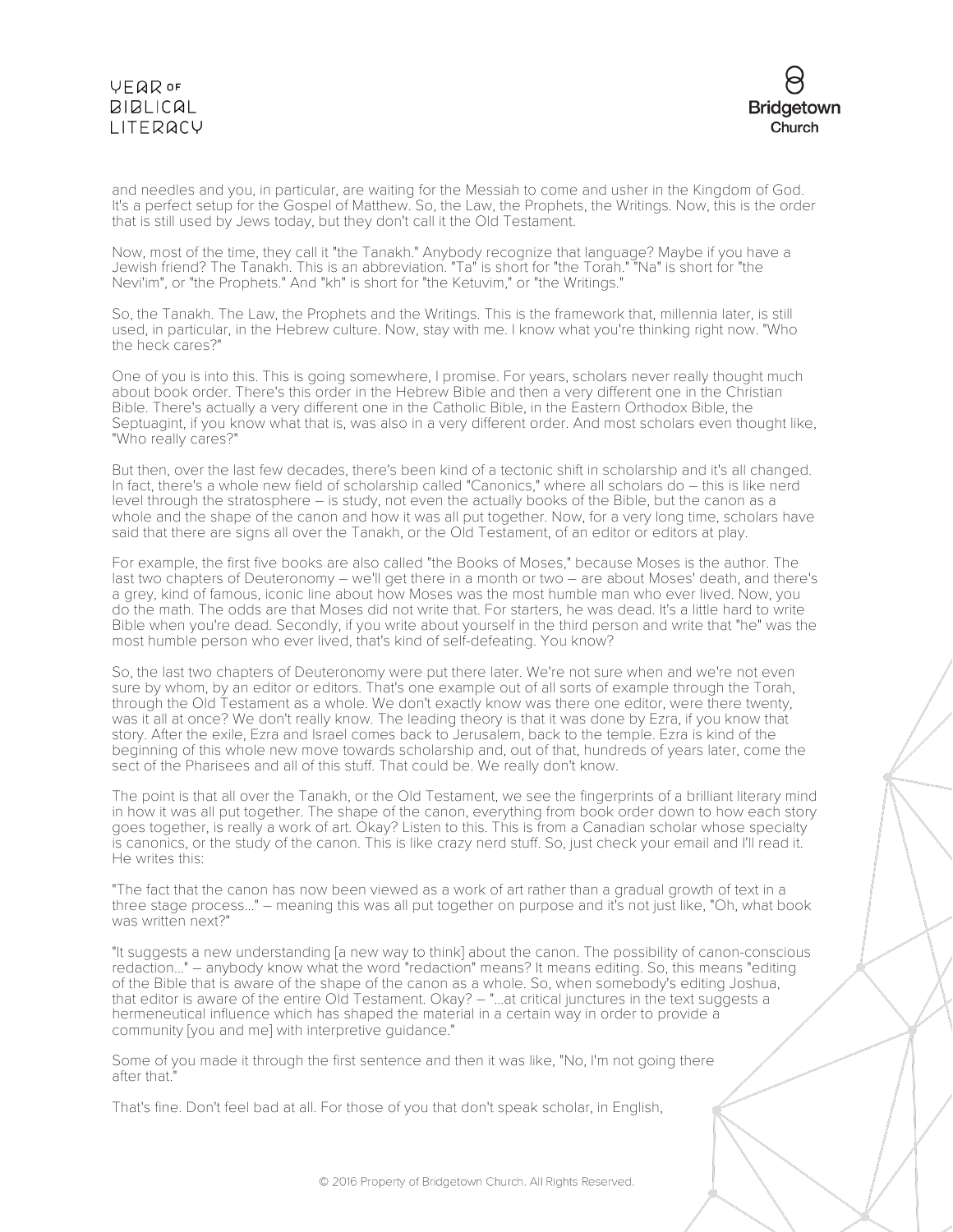and needles and you, in particular, are waiting for the Messiah to come and usher in the Kingdom of God. It's a perfect setup for the Gospel of Matthew. So, the Law, the Prophets, the Writings. Now, this is the order that is still used by Jews today, but they don't call it the Old Testament.

Now, most of the time, they call it "the Tanakh." Anybody recognize that language? Maybe if you have a Jewish friend? The Tanakh. This is an abbreviation. "Ta" is short for "the Torah." "Na" is short for "the Nevi'im", or "the Prophets." And "kh" is short for "the Ketuvim," or "the Writings."

So, the Tanakh. The Law, the Prophets and the Writings. This is the framework that, millennia later, is still used, in particular, in the Hebrew culture. Now, stay with me. I know what you're thinking right now. "Who the heck cares?"

One of you is into this. This is going somewhere, I promise. For years, scholars never really thought much about book order. There's this order in the Hebrew Bible and then a very different one in the Christian Bible. There's actually a very different one in the Catholic Bible, in the Eastern Orthodox Bible, the Septuagint, if you know what that is, was also in a very different order. And most scholars even thought like, "Who really cares?"

But then, over the last few decades, there's been kind of a tectonic shift in scholarship and it's all changed. In fact, there's a whole new field of scholarship called "Canonics," where all scholars do – this is like nerd level through the stratosphere – is study, not even the actually books of the Bible, but the canon as a whole and the shape of the canon and how it was all put together. Now, for a very long time, scholars have said that there are signs all over the Tanakh, or the Old Testament, of an editor or editors at play.

For example, the first five books are also called "the Books of Moses," because Moses is the author. The last two chapters of Deuteronomy – we'll get there in a month or two – are about Moses' death, and there's a grey, kind of famous, iconic line about how Moses was the most humble man who ever lived. Now, you do the math. The odds are that Moses did not write that. For starters, he was dead. It's a little hard to write Bible when you're dead. Secondly, if you write about yourself in the third person and write that "he" was the most humble person who ever lived, that's kind of self-defeating. You know?

So, the last two chapters of Deuteronomy were put there later. We're not sure when and we're not even sure by whom, by an editor or editors. That's one example out of all sorts of example through the Torah, through the Old Testament as a whole. We don't exactly know was there one editor, were there twenty, was it all at once? We don't really know. The leading theory is that it was done by Ezra, if you know that story. After the exile, Ezra and Israel comes back to Jerusalem, back to the temple. Ezra is kind of the beginning of this whole new move towards scholarship and, out of that, hundreds of years later, come the sect of the Pharisees and all of this stuff. That could be. We really don't know.

The point is that all over the Tanakh, or the Old Testament, we see the fingerprints of a brilliant literary mind in how it was all put together. The shape of the canon, everything from book order down to how each story goes together, is really a work of art. Okay? Listen to this. This is from a Canadian scholar whose specialty is canonics, or the study of the canon. This is like crazy nerd stuff. So, just check your email and I'll read it. He writes this:

"The fact that the canon has now been viewed as a work of art rather than a gradual growth of text in a three stage process..." – meaning this was all put together on purpose and it's not just like, "Oh, what book was written next?"

"It suggests a new understanding [a new way to think] about the canon. The possibility of canon-conscious redaction..." – anybody know what the word "redaction" means? It means editing. So, this means "editing of the Bible that is aware of the shape of the canon as a whole. So, when somebody's editing Joshua, that editor is aware of the entire Old Testament. Okay? – "...at critical junctures in the text suggests a hermeneutical influence which has shaped the material in a certain way in order to provide a community [you and me] with interpretive guidance."

Some of you made it through the first sentence and then it was like, "No, I'm not going there after that."

That's fine. Don't feel bad at all. For those of you that don't speak scholar, in English,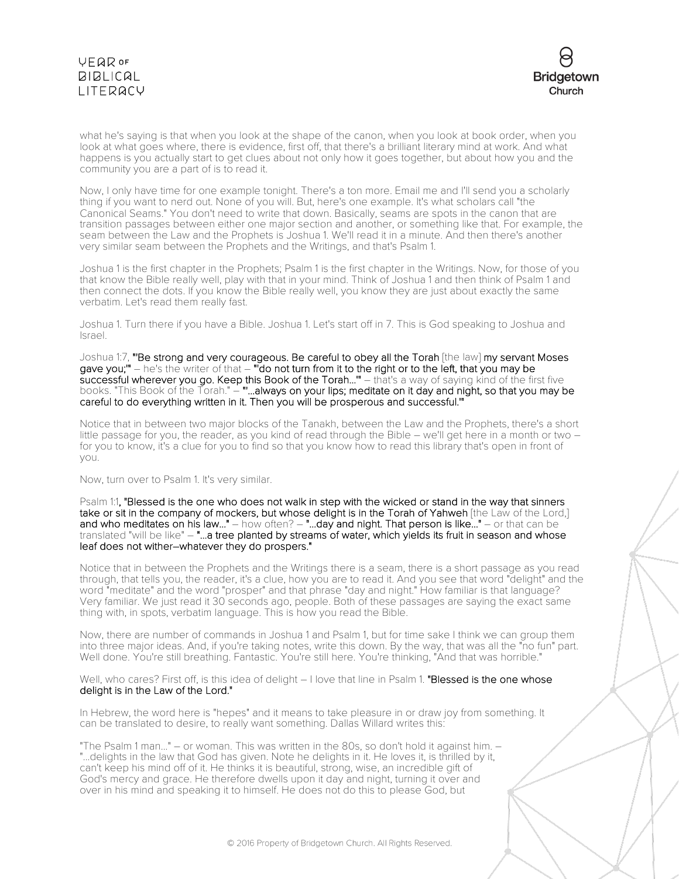what he's saying is that when you look at the shape of the canon, when you look at book order, when you look at what goes where, there is evidence, first off, that there's a brilliant literary mind at work. And what happens is you actually start to get clues about not only how it goes together, but about how you and the community you are a part of is to read it.

Now, I only have time for one example tonight. There's a ton more. Email me and I'll send you a scholarly thing if you want to nerd out. None of you will. But, here's one example. It's what scholars call "the Canonical Seams." You don't need to write that down. Basically, seams are spots in the canon that are transition passages between either one major section and another, or something like that. For example, the seam between the Law and the Prophets is Joshua 1. We'll read it in a minute. And then there's another very similar seam between the Prophets and the Writings, and that's Psalm 1.

Joshua 1 is the first chapter in the Prophets; Psalm 1 is the first chapter in the Writings. Now, for those of you that know the Bible really well, play with that in your mind. Think of Joshua 1 and then think of Psalm 1 and then connect the dots. If you know the Bible really well, you know they are just about exactly the same verbatim. Let's read them really fast.

Joshua 1. Turn there if you have a Bible. Joshua 1. Let's start off in 7. This is God speaking to Joshua and Israel.

Joshua 1:7, **"'Be strong and very courageous. Be careful to obey all the Torah** [the law] **my servant Moses gave you;'"** – he's the writer of that – **"'do not turn from it to the right or to the left, that you may be successful wherever you go. Keep this Book of the Torah…'"** – that's a way of saying kind of the first five books. "This Book of the Torah." – **"'…always on your lips; meditate on it day and night, so that you may be careful to do everything written in it. Then you will be prosperous and successful.'"**

Notice that in between two major blocks of the Tanakh, between the Law and the Prophets, there's a short little passage for you, the reader, as you kind of read through the Bible – we'll get here in a month or two – for you to know, it's a clue for you to find so that you know how to read this library that's open in front of you.

Now, turn over to Psalm 1. It's very similar.

Psalm 1:1, **"Blessed is the one who does not walk in step with the wicked or stand in the way that sinners take or sit in the company of mockers, but whose delight is in the Torah of Yahweh** [the Law of the Lord,] **and who meditates on his law…"** – how often? – **"…day and night. That person is like…"** – or that can be translated "will be like" – **"…a tree planted by streams of water, which yields its fruit in season and whose leaf does not wither–whatever they do prospers."**

Notice that in between the Prophets and the Writings there is a seam, there is a short passage as you read through, that tells you, the reader, it's a clue, how you are to read it. And you see that word "delight" and the word "meditate" and the word "prosper" and that phrase "day and night." How familiar is that language? Very familiar. We just read it 30 seconds ago, people. Both of these passages are saying the exact same thing with, in spots, verbatim language. This is how you read the Bible.

Now, there are number of commands in Joshua 1 and Psalm 1, but for time sake I think we can group them into three major ideas. And, if you're taking notes, write this down. By the way, that was all the "no fun" part. Well done. You're still breathing. Fantastic. You're still here. You're thinking, "And that was horrible."

Well, who cares? First off, is this idea of delight – I love that line in Psalm 1. **"Blessed is the one whose delight is in the Law of the Lord."**

In Hebrew, the word here is "hepes" and it means to take pleasure in or draw joy from something. It can be translated to desire, to really want something. Dallas Willard writes this:

"The Psalm 1 man…" – or woman. This was written in the 80s, so don't hold it against him. – "…delights in the law that God has given. Note he delights in it. He loves it, is thrilled by it, can't keep his mind off of it. He thinks it is beautiful, strong, wise, an incredible gift of God's mercy and grace. He therefore dwells upon it day and night, turning it over and over in his mind and speaking it to himself. He does not do this to please God, but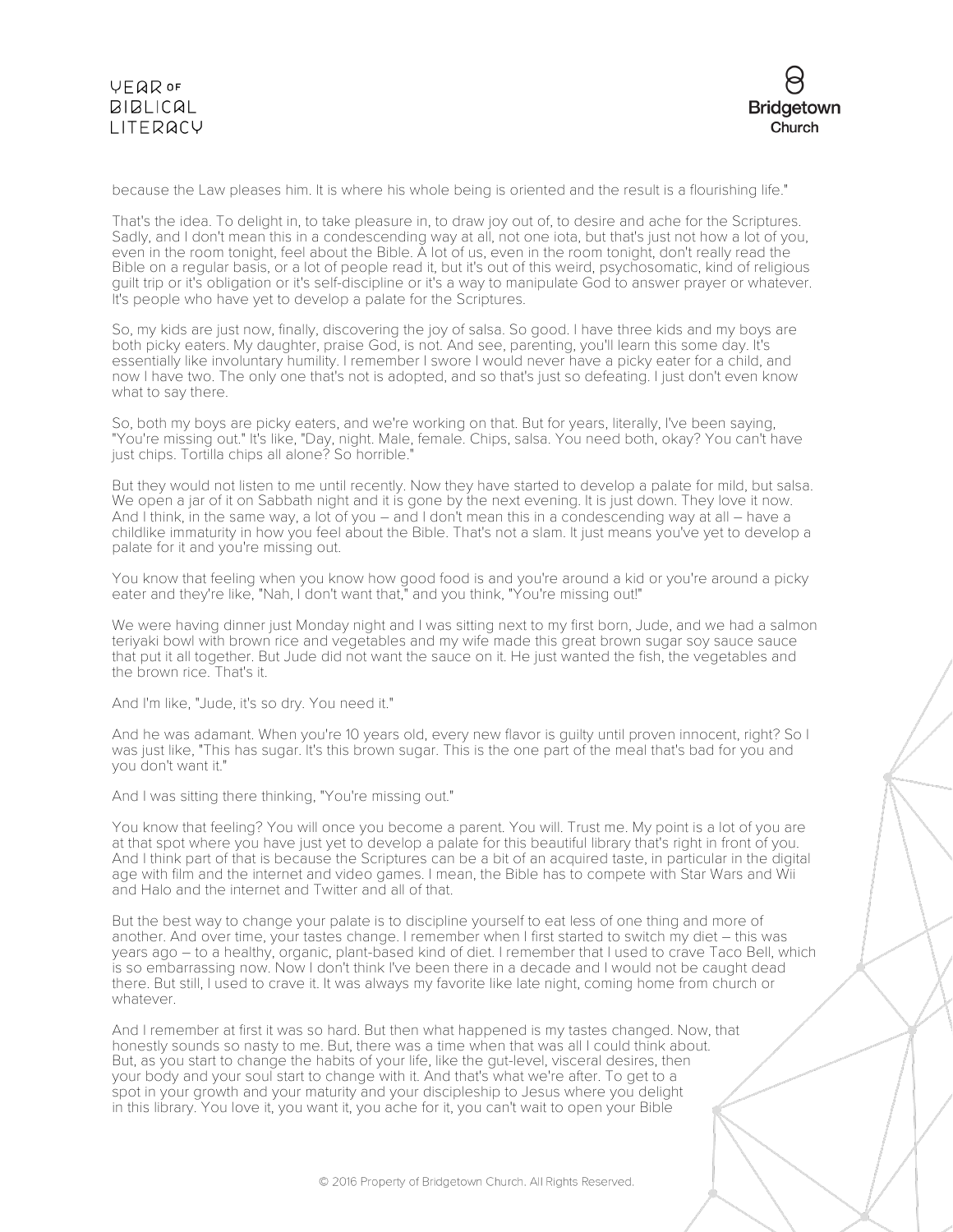because the Law pleases him. It is where his whole being is oriented and the result is a flourishing life."

That's the idea. To delight in, to take pleasure in, to draw joy out of, to desire and ache for the Scriptures. Sadly, and I don't mean this in a condescending way at all, not one iota, but that's just not how a lot of you, even in the room tonight, feel about the Bible. A lot of us, even in the room tonight, don't really read the Bible on a regular basis, or a lot of people read it, but it's out of this weird, psychosomatic, kind of religious guilt trip or it's obligation or it's self-discipline or it's a way to manipulate God to answer prayer or whatever. It's people who have yet to develop a palate for the Scriptures.

So, my kids are just now, finally, discovering the joy of salsa. So good. I have three kids and my boys are both picky eaters. My daughter, praise God, is not. And see, parenting, you'll learn this some day. It's essentially like involuntary humility. I remember I swore I would never have a picky eater for a child, and now I have two. The only one that's not is adopted, and so that's just so defeating. I just don't even know what to say there.

So, both my boys are picky eaters, and we're working on that. But for years, literally, I've been saying, "You're missing out." It's like, "Day, night. Male, female. Chips, salsa. You need both, okay? You can't have just chips. Tortilla chips all alone? So horrible."

But they would not listen to me until recently. Now they have started to develop a palate for mild, but salsa. We open a jar of it on Sabbath night and it is gone by the next evening. It is just down. They love it now. And I think, in the same way, a lot of you – and I don't mean this in a condescending way at all – have a childlike immaturity in how you feel about the Bible. That's not a slam. It just means you've yet to develop a palate for it and you're missing out.

You know that feeling when you know how good food is and you're around a kid or you're around a picky eater and they're like, "Nah, I don't want that," and you think, "You're missing out!"

We were having dinner just Monday night and I was sitting next to my first born, Jude, and we had a salmon teriyaki bowl with brown rice and vegetables and my wife made this great brown sugar soy sauce sauce that put it all together. But Jude did not want the sauce on it. He just wanted the fish, the vegetables and the brown rice. That's it.

And I'm like, "Jude, it's so dry. You need it."

And he was adamant. When you're 10 years old, every new flavor is guilty until proven innocent, right? So I was just like, "This has sugar. It's this brown sugar. This is the one part of the meal that's bad for you and you don't want it."

And I was sitting there thinking, "You're missing out."

You know that feeling? You will once you become a parent. You will. Trust me. My point is a lot of you are at that spot where you have just yet to develop a palate for this beautiful library that's right in front of you. And I think part of that is because the Scriptures can be a bit of an acquired taste, in particular in the digital age with film and the internet and video games. I mean, the Bible has to compete with Star Wars and Wii and Halo and the internet and Twitter and all of that.

But the best way to change your palate is to discipline yourself to eat less of one thing and more of another. And over time, your tastes change. I remember when I first started to switch my diet – this was years ago – to a healthy, organic, plant-based kind of diet. I remember that I used to crave Taco Bell, which is so embarrassing now. Now I don't think I've been there in a decade and I would not be caught dead there. But still, I used to crave it. It was always my favorite like late night, coming home from church or whatever.

And I remember at first it was so hard. But then what happened is my tastes changed. Now, that honestly sounds so nasty to me. But, there was a time when that was all I could think about. But, as you start to change the habits of your life, like the gut-level, visceral desires, then your body and your soul start to change with it. And that's what we're after. To get to a spot in your growth and your maturity and your discipleship to Jesus where you delight in this library. You love it, you want it, you ache for it, you can't wait to open your Bible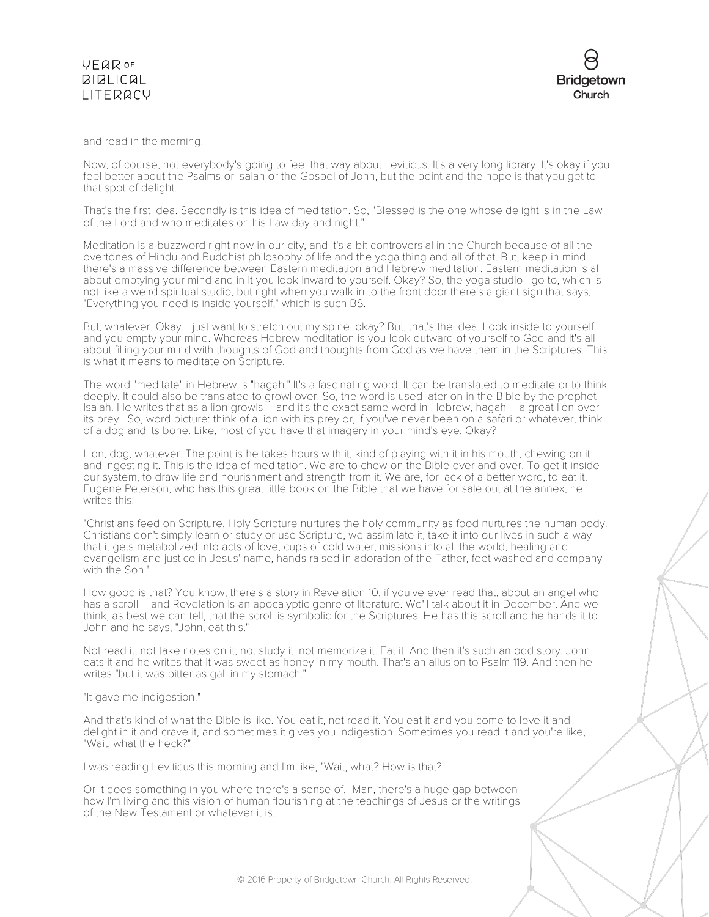and read in the morning.

Now, of course, not everybody's going to feel that way about Leviticus. It's a very long library. It's okay if you feel better about the Psalms or Isaiah or the Gospel of John, but the point and the hope is that you get to that spot of delight.

That's the first idea. Secondly is this idea of meditation. So, "Blessed is the one whose delight is in the Law of the Lord and who meditates on his Law day and night."

Meditation is a buzzword right now in our city, and it's a bit controversial in the Church because of all the overtones of Hindu and Buddhist philosophy of life and the yoga thing and all of that. But, keep in mind there's a massive difference between Eastern meditation and Hebrew meditation. Eastern meditation is all about emptying your mind and in it you look inward to yourself. Okay? So, the yoga studio I go to, which is not like a weird spiritual studio, but right when you walk in to the front door there's a giant sign that says, "Everything you need is inside yourself," which is such BS.

But, whatever. Okay. I just want to stretch out my spine, okay? But, that's the idea. Look inside to yourself and you empty your mind. Whereas Hebrew meditation is you look outward of yourself to God and it's all about filling your mind with thoughts of God and thoughts from God as we have them in the Scriptures. This is what it means to meditate on Scripture.

The word "meditate" in Hebrew is "hagah." It's a fascinating word. It can be translated to meditate or to think deeply. It could also be translated to growl over. So, the word is used later on in the Bible by the prophet Isaiah. He writes that as a lion growls – and it's the exact same word in Hebrew, hagah – a great lion over its prey. So, word picture: think of a lion with its prey or, if you've never been on a safari or whatever, think of a dog and its bone. Like, most of you have that imagery in your mind's eye. Okay?

Lion, dog, whatever. The point is he takes hours with it, kind of playing with it in his mouth, chewing on it and ingesting it. This is the idea of meditation. We are to chew on the Bible over and over. To get it inside our system, to draw life and nourishment and strength from it. We are, for lack of a better word, to eat it. Eugene Peterson, who has this great little book on the Bible that we have for sale out at the annex, he writes this:

"Christians feed on Scripture. Holy Scripture nurtures the holy community as food nurtures the human body. Christians don't simply learn or study or use Scripture, we assimilate it, take it into our lives in such a way that it gets metabolized into acts of love, cups of cold water, missions into all the world, healing and evangelism and justice in Jesus' name, hands raised in adoration of the Father, feet washed and company with the Son."

How good is that? You know, there's a story in Revelation 10, if you've ever read that, about an angel who has a scroll – and Revelation is an apocalyptic genre of literature. We'll talk about it in December. And we think, as best we can tell, that the scroll is symbolic for the Scriptures. He has this scroll and he hands it to John and he says, "John, eat this."

Not read it, not take notes on it, not study it, not memorize it. Eat it. And then it's such an odd story. John eats it and he writes that it was sweet as honey in my mouth. That's an allusion to Psalm 119. And then he writes "but it was bitter as gall in my stomach."

"It gave me indigestion."

And that's kind of what the Bible is like. You eat it, not read it. You eat it and you come to love it and delight in it and crave it, and sometimes it gives you indigestion. Sometimes you read it and you're like, "Wait, what the heck?"

I was reading Leviticus this morning and I'm like, "Wait, what? How is that?"

Or it does something in you where there's a sense of, "Man, there's a huge gap between how I'm living and this vision of human flourishing at the teachings of Jesus or the writings of the New Testament or whatever it is."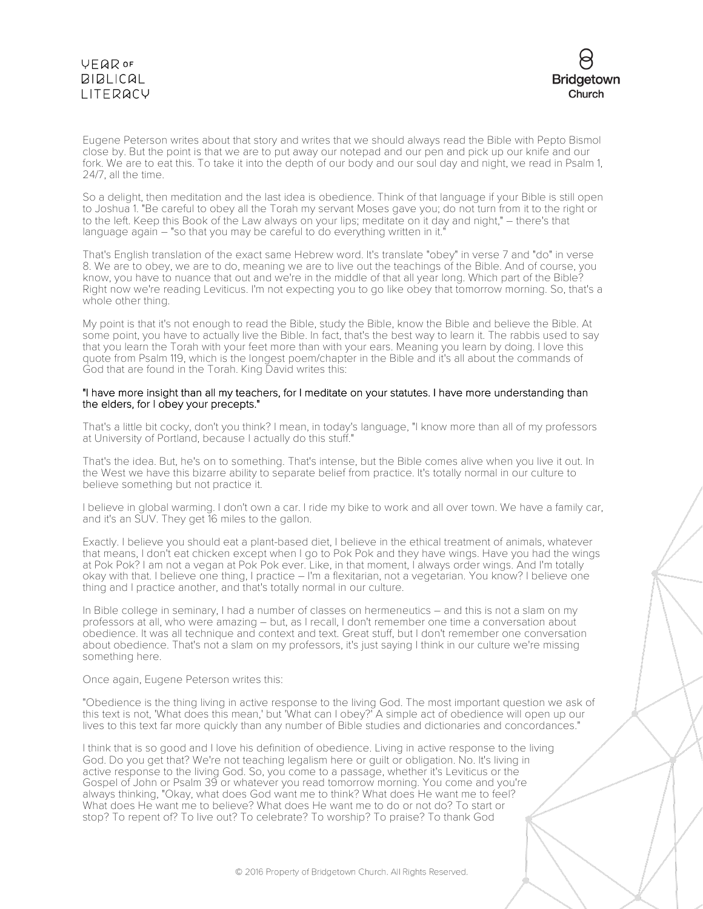Eugene Peterson writes about that story and writes that we should always read the Bible with Pepto Bismol close by. But the point is that we are to put away our notepad and our pen and pick up our knife and our fork. We are to eat this. To take it into the depth of our body and our soul day and night, we read in Psalm 1, 24/7, all the time.

So a delight, then meditation and the last idea is obedience. Think of that language if your Bible is still open to Joshua 1. "Be careful to obey all the Torah my servant Moses gave you; do not turn from it to the right or to the left. Keep this Book of the Law always on your lips; meditate on it day and night," – there's that language again – "so that you may be careful to do everything written in it."

That's English translation of the exact same Hebrew word. It's translate "obey" in verse 7 and "do" in verse 8. We are to obey, we are to do, meaning we are to live out the teachings of the Bible. And of course, you know, you have to nuance that out and we're in the middle of that all year long. Which part of the Bible? Right now we're reading Leviticus. I'm not expecting you to go like obey that tomorrow morning. So, that's a whole other thing.

My point is that it's not enough to read the Bible, study the Bible, know the Bible and believe the Bible. At some point, you have to actually live the Bible. In fact, that's the best way to learn it. The rabbis used to say that you learn the Torah with your feet more than with your ears. Meaning you learn by doing. I love this quote from Psalm 119, which is the longest poem/chapter in the Bible and it's all about the commands of God that are found in the Torah. King David writes this:

"I have more insight than all my teachers, for I meditate on your statutes. I have more understanding than the elders, for I obey your precepts."

That's a little bit cocky, don't you think? I mean, in today's language, "I know more than all of my professors at University of Portland, because I actually do this stuff."

That's the idea. But, he's on to something. That's intense, but the Bible comes alive when you live it out. In the West we have this bizarre ability to separate belief from practice. It's totally normal in our culture to believe something but not practice it.

I believe in global warming. I don't own a car. I ride my bike to work and all over town. We have a family car, and it's an SUV. They get 16 miles to the gallon.

Exactly. I believe you should eat a plant-based diet, I believe in the ethical treatment of animals, whatever that means, I don't eat chicken except when I go to Pok Pok and they have wings. Have you had the wings at Pok Pok? I am not a vegan at Pok Pok ever. Like, in that moment, I always order wings. And I'm totally okay with that. I believe one thing, I practice – I'm a flexitarian, not a vegetarian. You know? I believe one thing and I practice another, and that's totally normal in our culture.

In Bible college in seminary, I had a number of classes on hermeneutics – and this is not a slam on my professors at all, who were amazing – but, as I recall, I don't remember one time a conversation about obedience. It was all technique and context and text. Great stuff, but I don't remember one conversation about obedience. That's not a slam on my professors, it's just saying I think in our culture we're missing something here.

Once again, Eugene Peterson writes this:

"Obedience is the thing living in active response to the living God. The most important question we ask of this text is not, 'What does this mean,' but 'What can I obey?' A simple act of obedience will open up our lives to this text far more quickly than any number of Bible studies and dictionaries and concordances."

I think that is so good and I love his definition of obedience. Living in active response to the living God. Do you get that? We're not teaching legalism here or guilt or obligation. No. It's living in active response to the living God. So, you come to a passage, whether it's Leviticus or the Gospel of John or Psalm 39 or whatever you read tomorrow morning. You come and you're always thinking, "Okay, what does God want me to think? What does He want me to feel? What does He want me to believe? What does He want me to do or not do? To start or stop? To repent of? To live out? To celebrate? To worship? To praise? To thank God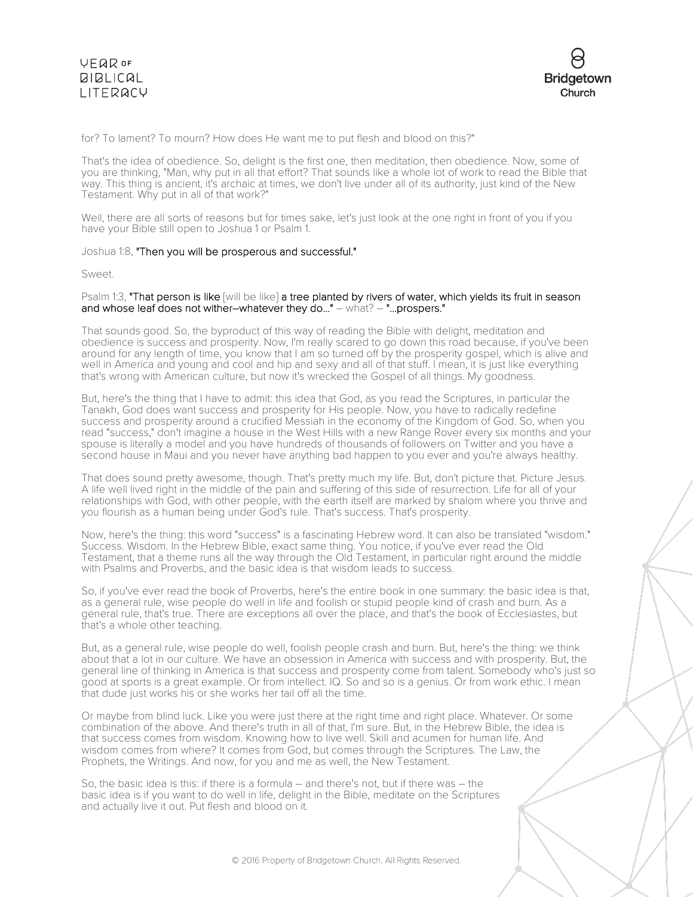for? To lament? To mourn? How does He want me to put flesh and blood on this?"

That's the idea of obedience. So, delight is the first one, then meditation, then obedience. Now, some of you are thinking, "Man, why put in all that effort? That sounds like a whole lot of work to read the Bible that way. This thing is ancient, it's archaic at times, we don't live under all of its authority, just kind of the New Testament. Why put in all of that work?"

Well, there are all sorts of reasons but for times sake, let's just look at the one right in front of you if you have your Bible still open to Joshua 1 or Psalm 1.

Joshua 1:8, **"Then you will be prosperous and successful."**

Sweet.

Psalm 1:3, **"That person is like** [will be like] **a tree planted by rivers of water, which yields its fruit in season and whose leaf does not wither–whatever they do..."** – what? – **"...prospers."**

That sounds good. So, the byproduct of this way of reading the Bible with delight, meditation and obedience is success and prosperity. Now, I'm really scared to go down this road because, if you've been around for any length of time, you know that I am so turned off by the prosperity gospel, which is alive and well in America and young and cool and hip and sexy and all of that stuff. I mean, it is just like everything that's wrong with American culture, but now it's wrecked the Gospel of all things. My goodness.

But, here's the thing that I have to admit: this idea that God, as you read the Scriptures, in particular the Tanakh, God does want success and prosperity for His people. Now, you have to radically redefine success and prosperity around a crucified Messiah in the economy of the Kingdom of God. So, when you read "success," don't imagine a house in the West Hills with a new Range Rover every six months and your spouse is literally a model and you have hundreds of thousands of followers on Twitter and you have a second house in Maui and you never have anything bad happen to you ever and you're always healthy.

That does sound pretty awesome, though. That's pretty much my life. But, don't picture that. Picture Jesus. A life well lived right in the middle of the pain and suffering of this side of resurrection. Life for all of your relationships with God, with other people, with the earth itself are marked by shalom where you thrive and you flourish as a human being under God's rule. That's success. That's prosperity.

Now, here's the thing: this word "success" is a fascinating Hebrew word. It can also be translated "wisdom." Success. Wisdom. In the Hebrew Bible, exact same thing. You notice, if you've ever read the Old Testament, that a theme runs all the way through the Old Testament, in particular right around the middle with Psalms and Proverbs, and the basic idea is that wisdom leads to success.

So, if you've ever read the book of Proverbs, here's the entire book in one summary: the basic idea is that, as a general rule, wise people do well in life and foolish or stupid people kind of crash and burn. As a general rule, that's true. There are exceptions all over the place, and that's the book of Ecclesiastes, but that's a whole other teaching.

But, as a general rule, wise people do well, foolish people crash and burn. But, here's the thing: we think about that a lot in our culture. We have an obsession in America with success and with prosperity. But, the general line of thinking in America is that success and prosperity come from talent. Somebody who's just so good at sports is a great example. Or from intellect. IQ. So and so is a genius. Or from work ethic. I mean that dude just works his or she works her tail off all the time.

Or maybe from blind luck. Like you were just there at the right time and right place. Whatever. Or some combination of the above. And there's truth in all of that, I'm sure. But, in the Hebrew Bible, the idea is that success comes from wisdom. Knowing how to live well. Skill and acumen for human life. And wisdom comes from where? It comes from God, but comes through the Scriptures. The Law, the Prophets, the Writings. And now, for you and me as well, the New Testament.

So, the basic idea is this: if there is a formula – and there's not, but if there was – the basic idea is if you want to do well in life, delight in the Bible, meditate on the Scriptures and actually live it out. Put flesh and blood on it.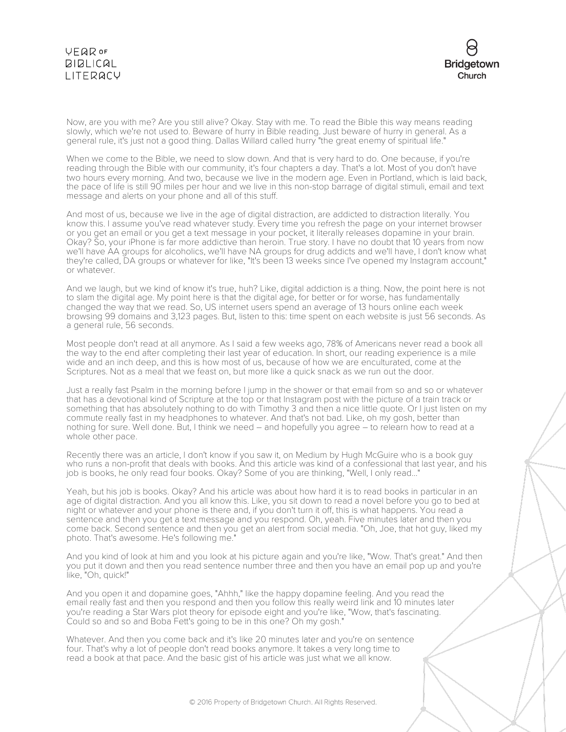Now, are you with me? Are you still alive? Okay. Stay with me. To read the Bible this way means reading slowly, which we're not used to. Beware of hurry in Bible reading. Just beware of hurry in general. As a general rule, it's just not a good thing. Dallas Willard called hurry "the great enemy of spiritual life."

When we come to the Bible, we need to slow down. And that is very hard to do. One because, if you're reading through the Bible with our community, it's four chapters a day. That's a lot. Most of you don't have two hours every morning. And two, because we live in the modern age. Even in Portland, which is laid back, the pace of life is still 90 miles per hour and we live in this non-stop barrage of digital stimuli, email and text message and alerts on your phone and all of this stuff.

And most of us, because we live in the age of digital distraction, are addicted to distraction literally. You know this. I assume you've read whatever study. Every time you refresh the page on your internet browser or you get an email or you get a text message in your pocket, it literally releases dopamine in your brain. Okay? So, your iPhone is far more addictive than heroin. True story. I have no doubt that 10 years from now we'll have AA groups for alcoholics, we'll have NA groups for drug addicts and we'll have, I don't know what they're called, DA groups or whatever for like, "It's been 13 weeks since I've opened my Instagram account," or whatever.

And we laugh, but we kind of know it's true, huh? Like, digital addiction is a thing. Now, the point here is not to slam the digital age. My point here is that the digital age, for better or for worse, has fundamentally changed the way that we read. So, US internet users spend an average of 13 hours online each week browsing 99 domains and 3,123 pages. But, listen to this: time spent on each website is just 56 seconds. As a general rule, 56 seconds.

Most people don't read at all anymore. As I said a few weeks ago, 78% of Americans never read a book all the way to the end after completing their last year of education. In short, our reading experience is a mile wide and an inch deep, and this is how most of us, because of how we are enculturated, come at the Scriptures. Not as a meal that we feast on, but more like a quick snack as we run out the door.

Just a really fast Psalm in the morning before I jump in the shower or that email from so and so or whatever that has a devotional kind of Scripture at the top or that Instagram post with the picture of a train track or something that has absolutely nothing to do with Timothy 3 and then a nice little quote. Or I just listen on my commute really fast in my headphones to whatever. And that's not bad. Like, oh my gosh, better than nothing for sure. Well done. But, I think we need – and hopefully you agree – to relearn how to read at a whole other pace.

Recently there was an article, I don't know if you saw it, on Medium by Hugh McGuire who is a book guy who runs a non-profit that deals with books. And this article was kind of a confessional that last year, and his job is books, he only read four books. Okay? Some of you are thinking, "Well, I only read..."

Yeah, but his job is books. Okay? And his article was about how hard it is to read books in particular in an age of digital distraction. And you all know this. Like, you sit down to read a novel before you go to bed at night or whatever and your phone is there and, if you don't turn it off, this is what happens. You read a sentence and then you get a text message and you respond. Oh, yeah. Five minutes later and then you come back. Second sentence and then you get an alert from social media. "Oh, Joe, that hot guy, liked my photo. That's awesome. He's following me."

And you kind of look at him and you look at his picture again and you're like, "Wow. That's great." And then you put it down and then you read sentence number three and then you have an email pop up and you're like, "Oh, quick!"

And you open it and dopamine goes, "Ahhh," like the happy dopamine feeling. And you read the email really fast and then you respond and then you follow this really weird link and 10 minutes later you're reading a Star Wars plot theory for episode eight and you're like, "Wow, that's fascinating. Could so and so and Boba Fett's going to be in this one? Oh my gosh."

Whatever. And then you come back and it's like 20 minutes later and you're on sentence four. That's why a lot of people don't read books anymore. It takes a very long time to read a book at that pace. And the basic gist of his article was just what we all know.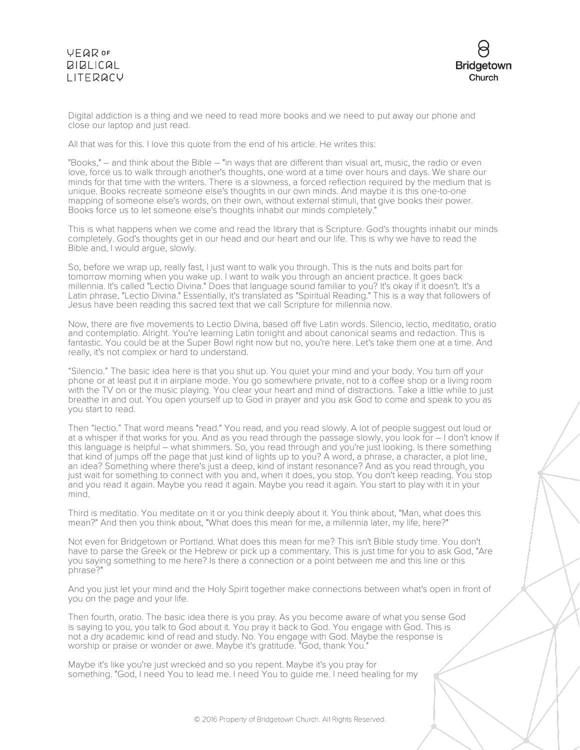Digital addiction is a thing and we need to read more books and we need to put away our phone and close our laptop and just read.

All that was for this. I love this quote from the end of his article. He writes this:

"Books," – and think about the Bible – "in ways that are different than visual art, music, the radio or even love, force us to walk through another's thoughts, one word at a time over hours and days. We share our minds for that time with the writers. There is a slowness, a forced reflection required by the medium that is unique. Books recreate someone else's thoughts in our own minds. And maybe it is this one-to-one mapping of someone else's words, on their own, without external stimuli, that give books their power. Books force us to let someone else's thoughts inhabit our minds completely."

This is what happens when we come and read the library that is Scripture. God's thoughts inhabit our minds completely. God's thoughts get in our head and our heart and our life. This is why we have to read the Bible and, I would argue, slowly.

So, before we wrap up, really fast, I just want to walk you through. This is the nuts and bolts part for tomorrow morning when you wake up. I want to walk you through an ancient practice. It goes back millennia. It's called "Lectio Divina." Does that language sound familiar to you? It's okay if it doesn't. It's a Latin phrase, "Lectio Divina." Essentially, it's translated as "Spiritual Reading." This is a way that followers of Jesus have been reading this sacred text that we call Scripture for millennia now.

Now, there are five movements to Lectio Divina, based off five Latin words. Silencio, lectio, meditatio, oratio and contemplatio. Alright. You're learning Latin tonight and about canonical seams and redaction. This is fantastic. You could be at the Super Bowl right now but no, you're here. Let's take them one at a time. And really, it's not complex or hard to understand.

"Silencio." The basic idea here is that you shut up. You quiet your mind and your body. You turn off your phone or at least put it in airplane mode. You go somewhere private, not to a coffee shop or a living room with the TV on or the music playing. You clear your heart and mind of distractions. Take a little while to just breathe in and out. You open yourself up to God in prayer and you ask God to come and speak to you as you start to read.

Then "lectio." That word means "read." You read, and you read slowly. A lot of people suggest out loud or at a whisper if that works for you. And as you read through the passage slowly, you look for – I don't know if this language is helpful – what shimmers. So, you read through and you're just looking. Is there something that kind of jumps off the page that just kind of lights up to you? A word, a phrase, a character, a plot line, an idea? Something where there's just a deep, kind of instant resonance? And as you read through, you just wait for something to connect with you and, when it does, you stop. You don't keep reading. You stop and you read it again. Maybe you read it again. Maybe you read it again. You start to play with it in your mind.

Third is meditatio. You meditate on it or you think deeply about it. You think about, "Man, what does this mean?" And then you think about, "What does this mean for me, a millennia later, my life, here?"

Not even for Bridgetown or Portland. What does this mean for me? This isn't Bible study time. You don't have to parse the Greek or the Hebrew or pick up a commentary. This is just time for you to ask God, "Are you saying something to me here? Is there a connection or a point between me and this line or this phrase?"

And you just let your mind and the Holy Spirit together make connections between what's open in front of you on the page and your life.

Then fourth, oratio. The basic idea there is you pray. As you become aware of what you sense God is saying to you, you talk to God about it. You pray it back to God. You engage with God. This is not a dry academic kind of read and study. No. You engage with God. Maybe the response is worship or praise or wonder or awe. Maybe it's gratitude. "God, thank You."

Maybe it's like you're just wrecked and so you repent. Maybe it's you pray for something. "God, I need You to lead me. I need You to guide me. I need healing for my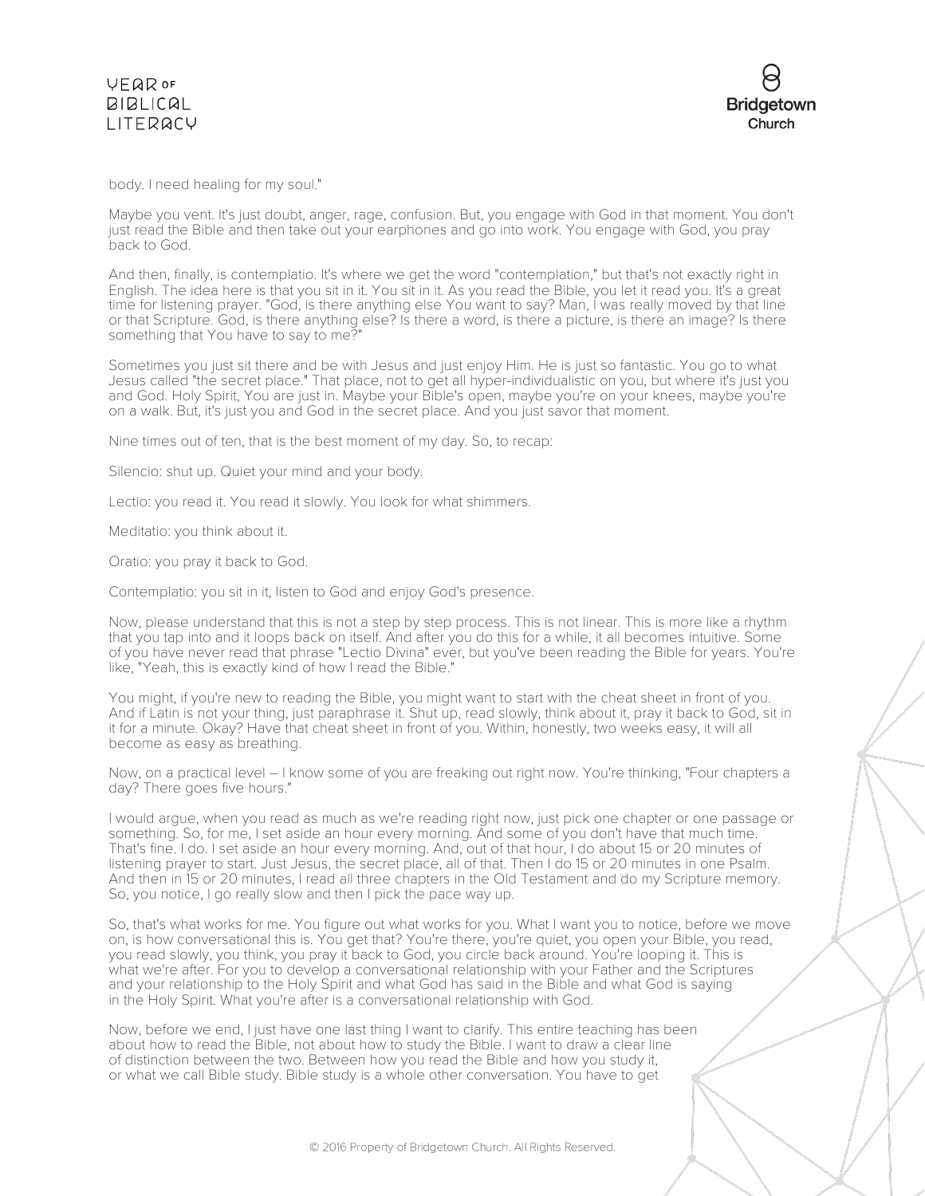body. I need healing for my soul."

Maybe you vent. It's just doubt, anger, rage, confusion. But, you engage with God in that moment. You don't just read the Bible and then take out your earphones and go into work. You engage with God, you pray back to God.

And then, finally, is contemplatio. It's where we get the word "contemplation," but that's not exactly right in English. The idea here is that you sit in it. You sit in it. As you read the Bible, you let it read you. It's a great time for listening prayer. "God, is there anything else You want to say? Man, I was really moved by that line or that Scripture. God, is there anything else? Is there a word, is there a picture, is there an image? Is there something that You have to say to me?"

Sometimes you just sit there and be with Jesus and just enjoy Him. He is just so fantastic. You go to what Jesus called "the secret place." That place, not to get all hyper-individualistic on you, but where it's just you and God. Holy Spirit, You are just in. Maybe your Bible's open, maybe you're on your knees, maybe you're on a walk. But, it's just you and God in the secret place. And you just savor that moment.

Nine times out of ten, that is the best moment of my day. So, to recap:

Silencio: shut up. Quiet your mind and your body.

Lectio: you read it. You read it slowly. You look for what shimmers.

Meditatio: you think about it.

Oratio: you pray it back to God.

Contemplatio: you sit in it, listen to God and enjoy God's presence.

Now, please understand that this is not a step by step process. This is not linear. This is more like a rhythm that you tap into and it loops back on itself. And after you do this for a while, it all becomes intuitive. Some of you have never read that phrase "Lectio Divina" ever, but you've been reading the Bible for years. You're like, "Yeah, this is exactly kind of how I read the Bible."

You might, if you're new to reading the Bible, you might want to start with the cheat sheet in front of you. And if Latin is not your thing, just paraphrase it. Shut up, read slowly, think about it, pray it back to God, sit in it for a minute. Okay? Have that cheat sheet in front of you. Within, honestly, two weeks easy, it will all become as easy as breathing.

Now, on a practical level – I know some of you are freaking out right now. You're thinking, "Four chapters a day? There goes five hours."

I would argue, when you read as much as we're reading right now, just pick one chapter or one passage or something. So, for me, I set aside an hour every morning. And some of you don't have that much time. That's fine. I do. I set aside an hour every morning. And, out of that hour, I do about 15 or 20 minutes of listening prayer to start. Just Jesus, the secret place, all of that. Then I do 15 or 20 minutes in one Psalm. And then in 15 or 20 minutes, I read all three chapters in the Old Testament and do my Scripture memory. So, you notice, I go really slow and then I pick the pace way up.

So, that's what works for me. You figure out what works for you. What I want you to notice, before we move on, is how conversational this is. You get that? You're there, you're quiet, you open your Bible, you read, you read slowly, you think, you pray it back to God, you circle back around. You're looping it. This is what we're after. For you to develop a conversational relationship with your Father and the Scriptures and your relationship to the Holy Spirit and what God has said in the Bible and what God is saying in the Holy Spirit. What you're after is a conversational relationship with God.

Now, before we end, I just have one last thing I want to clarify. This entire teaching has been about how to read the Bible, not about how to study the Bible. I want to draw a clear line of distinction between the two. Between how you read the Bible and how you study it, or what we call Bible study. Bible study is a whole other conversation. You have to get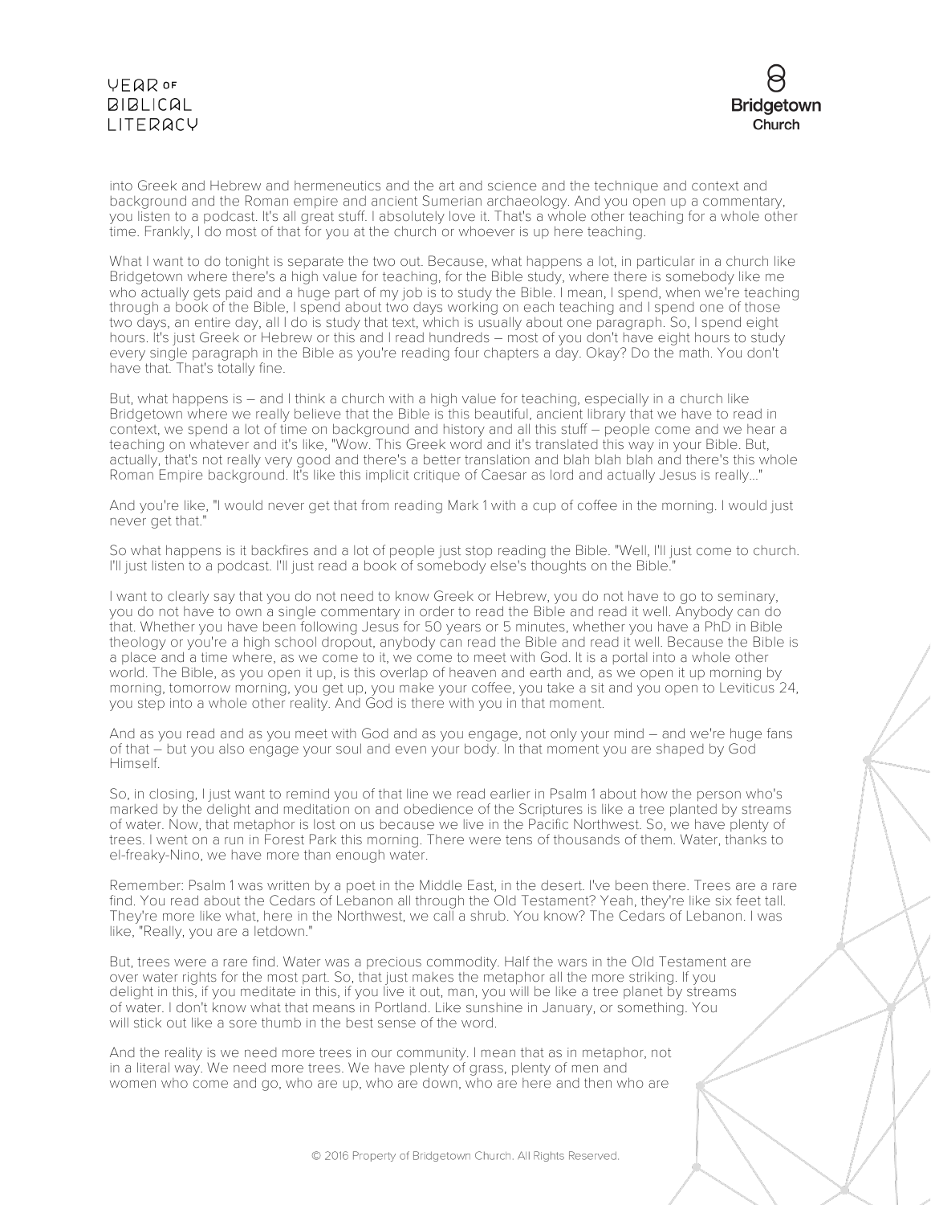into Greek and Hebrew and hermeneutics and the art and science and the technique and context and background and the Roman empire and ancient Sumerian archaeology. And you open up a commentary, you listen to a podcast. It's all great stuff. I absolutely love it. That's a whole other teaching for a whole other time. Frankly, I do most of that for you at the church or whoever is up here teaching.

What I want to do tonight is separate the two out. Because, what happens a lot, in particular in a church like Bridgetown where there's a high value for teaching, for the Bible study, where there is somebody like me who actually gets paid and a huge part of my job is to study the Bible. I mean, I spend, when we're teaching through a book of the Bible, I spend about two days working on each teaching and I spend one of those two days, an entire day, all I do is study that text, which is usually about one paragraph. So, I spend eight hours. It's just Greek or Hebrew or this and I read hundreds – most of you don't have eight hours to study every single paragraph in the Bible as you're reading four chapters a day. Okay? Do the math. You don't have that. That's totally fine.

But, what happens is – and I think a church with a high value for teaching, especially in a church like Bridgetown where we really believe that the Bible is this beautiful, ancient library that we have to read in context, we spend a lot of time on background and history and all this stuff – people come and we hear a teaching on whatever and it's like, "Wow. This Greek word and it's translated this way in your Bible. But, actually, that's not really very good and there's a better translation and blah blah blah and there's this whole Roman Empire background. It's like this implicit critique of Caesar as lord and actually Jesus is really..."

And you're like, "I would never get that from reading Mark 1 with a cup of coffee in the morning. I would just never get that."

So what happens is it backfires and a lot of people just stop reading the Bible. "Well, I'll just come to church. I'll just listen to a podcast. I'll just read a book of somebody else's thoughts on the Bible."

I want to clearly say that you do not need to know Greek or Hebrew, you do not have to go to seminary, you do not have to own a single commentary in order to read the Bible and read it well. Anybody can do that. Whether you have been following Jesus for 50 years or 5 minutes, whether you have a PhD in Bible theology or you're a high school dropout, anybody can read the Bible and read it well. Because the Bible is a place and a time where, as we come to it, we come to meet with God. It is a portal into a whole other world. The Bible, as you open it up, is this overlap of heaven and earth and, as we open it up morning by morning, tomorrow morning, you get up, you make your coffee, you take a sit and you open to Leviticus 24, you step into a whole other reality. And God is there with you in that moment.

And as you read and as you meet with God and as you engage, not only your mind – and we're huge fans of that – but you also engage your soul and even your body. In that moment you are shaped by God Himself.

So, in closing, I just want to remind you of that line we read earlier in Psalm 1 about how the person who's marked by the delight and meditation on and obedience of the Scriptures is like a tree planted by streams of water. Now, that metaphor is lost on us because we live in the Pacific Northwest. So, we have plenty of trees. I went on a run in Forest Park this morning. There were tens of thousands of them. Water, thanks to el-freaky-Nino, we have more than enough water.

Remember: Psalm 1 was written by a poet in the Middle East, in the desert. I've been there. Trees are a rare find. You read about the Cedars of Lebanon all through the Old Testament? Yeah, they're like six feet tall. They're more like what, here in the Northwest, we call a shrub. You know? The Cedars of Lebanon. I was like, "Really, you are a letdown."

But, trees were a rare find. Water was a precious commodity. Half the wars in the Old Testament are over water rights for the most part. So, that just makes the metaphor all the more striking. If you delight in this, if you meditate in this, if you live it out, man, you will be like a tree planet by streams of water. I don't know what that means in Portland. Like sunshine in January, or something. You will stick out like a sore thumb in the best sense of the word.

And the reality is we need more trees in our community. I mean that as in metaphor, not in a literal way. We need more trees. We have plenty of grass, plenty of men and women who come and go, who are up, who are down, who are here and then who are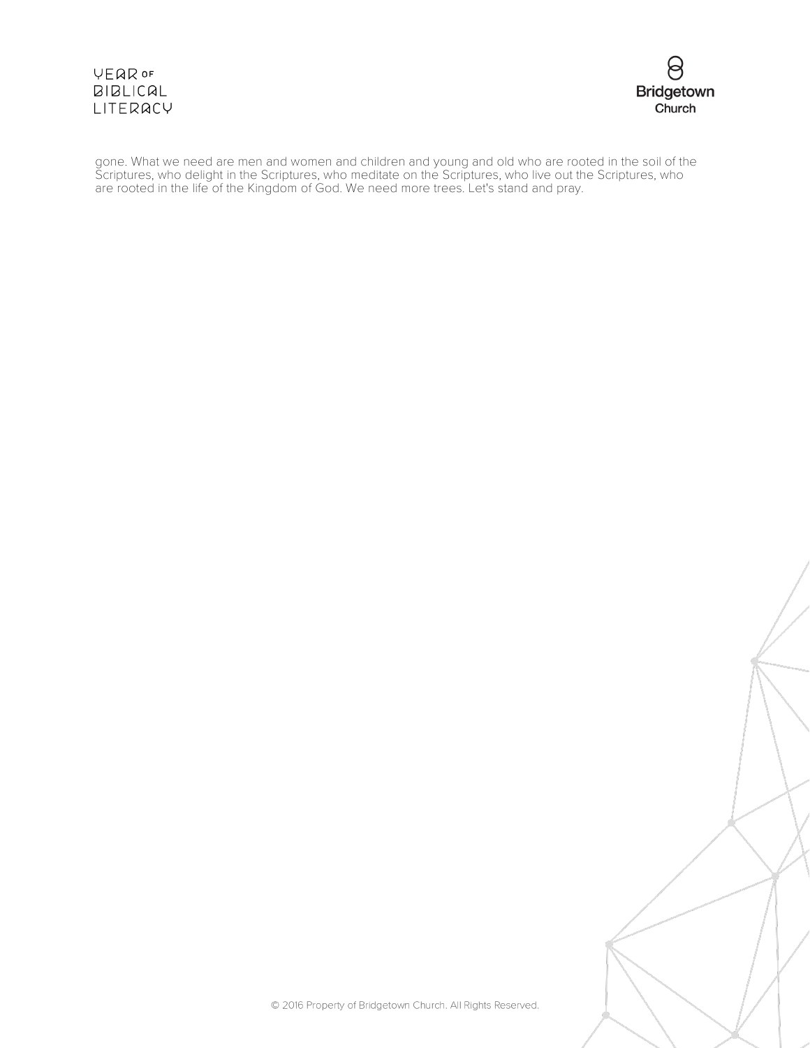gone. What we need are men and women and children and young and old who are rooted in the soil of the Scriptures, who delight in the Scriptures, who meditate on the Scriptures, who live out the Scriptures, who are rooted in the life of the Kingdom of God. We need more trees. Let's stand and pray.